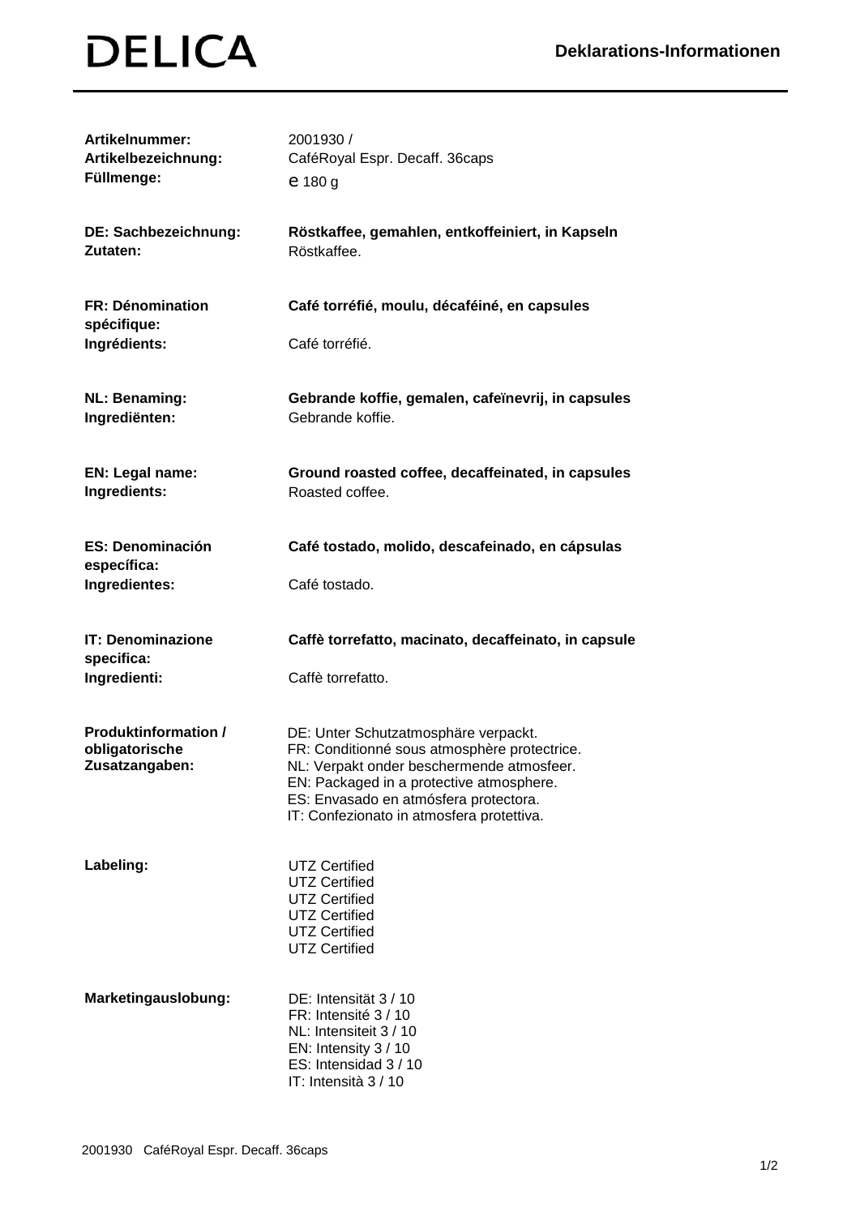# DELICA

## Deklarations-Informationen

| | |
|---|---|
| **Artikelnummer:** | 2001930 / |
| **Artikelbezeichnung:** | CaféRoyal Espr. Decaff. 36caps |
| **Füllmenge:** | ℮ 180 g |
| **DE: Sachbezeichnung:** | **Röstkaffee, gemahlen, entkoffeiniert, in Kapseln** |
| **Zutaten:** | Röstkaffee. |
| **FR: Dénomination spécifique:** | **Café torréfié, moulu, décaféiné, en capsules** |
| **Ingrédients:** | Café torréfié. |
| **NL: Benaming:** | **Gebrande koffie, gemalen, cafeïnevrij, in capsules** |
| **Ingrediënten:** | Gebrande koffie. |
| **EN: Legal name:** | **Ground roasted coffee, decaffeinated, in capsules** |
| **Ingredients:** | Roasted coffee. |
| **ES: Denominación específica:** | **Café tostado, molido, descafeinado, en cápsulas** |
| **Ingredientes:** | Café tostado. |
| **IT: Denominazione specifica:** | **Caffè torrefatto, macinato, decaffeinato, in capsule** |
| **Ingredienti:** | Caffè torrefatto. |
| **Produktinformation / obligatorische Zusatzangaben:** | DE: Unter Schutzatmosphäre verpackt.<br>FR: Conditionné sous atmosphère protectrice.<br>NL: Verpakt onder beschermende atmosfeer.<br>EN: Packaged in a protective atmosphere.<br>ES: Envasado en atmósfera protectora.<br>IT: Confezionato in atmosfera protettiva. |
| **Labeling:** | UTZ Certified<br>UTZ Certified<br>UTZ Certified<br>UTZ Certified<br>UTZ Certified<br>UTZ Certified |
| **Marketingauslobung:** | DE: Intensität 3 / 10<br>FR: Intensité 3 / 10<br>NL: Intensiteit 3 / 10<br>EN: Intensity 3 / 10<br>ES: Intensidad 3 / 10<br>IT: Intensità 3 / 10 |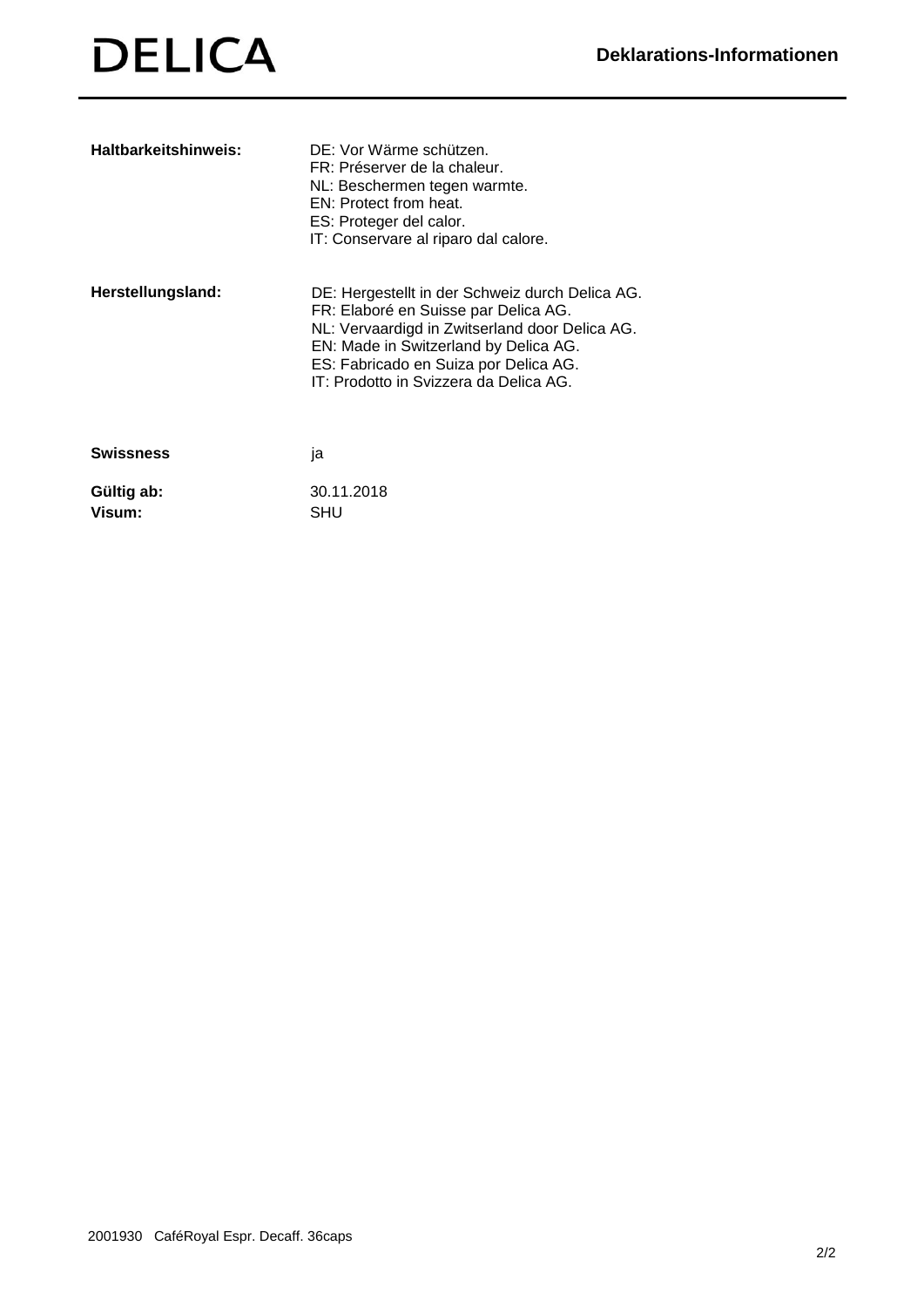**Haltbarkeitshinweis:**

DE: Vor Wärme schützen.
FR: Préserver de la chaleur.
NL: Beschermen tegen warmte.
EN: Protect from heat.
ES: Proteger del calor.
IT: Conservare al riparo dal calore.

**Herstellungsland:**

DE: Hergestellt in der Schweiz durch Delica AG.
FR: Elaboré en Suisse par Delica AG.
NL: Vervaardigd in Zwitserland door Delica AG.
EN: Made in Switzerland by Delica AG.
ES: Fabricado en Suiza por Delica AG.
IT: Prodotto in Svizzera da Delica AG.

**Swissness** ja

**Gültig ab:** 30.11.2018
**Visum:** SHU

2001930 CaféRoyal Espr. Decaff. 36caps